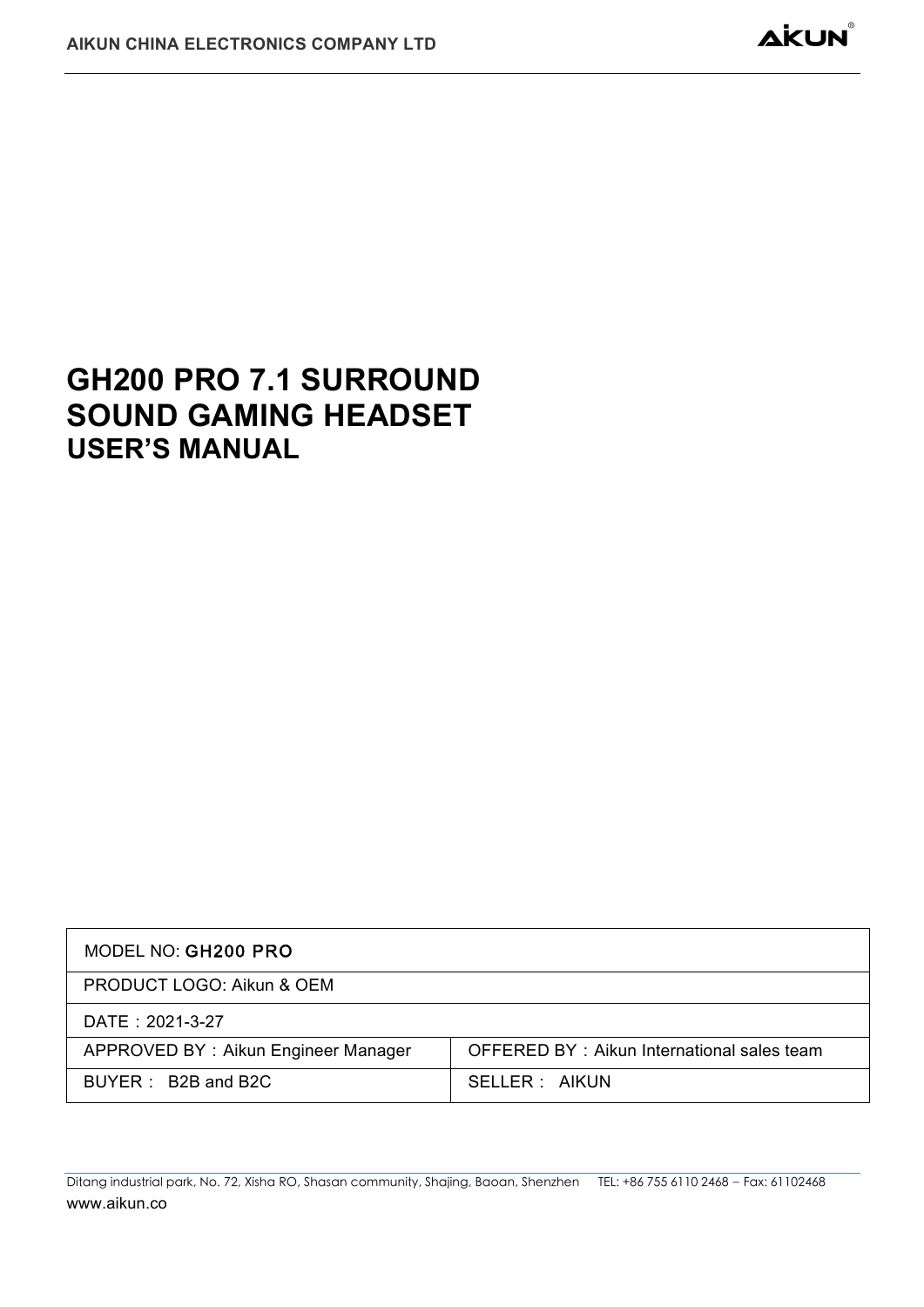# GH200 PRO 7.1 SURROUND SOUND GAMING HEADSET
## USER'S MANUAL

| MODEL NO: GH200 PRO | |
|---|---|
| PRODUCT LOGO: Aikun & OEM | |
| DATE：2021-3-27 | |
| APPROVED BY：Aikun Engineer Manager | OFFERED BY：Aikun International sales team |
| BUYER： B2B and B2C | SELLER： AIKUN |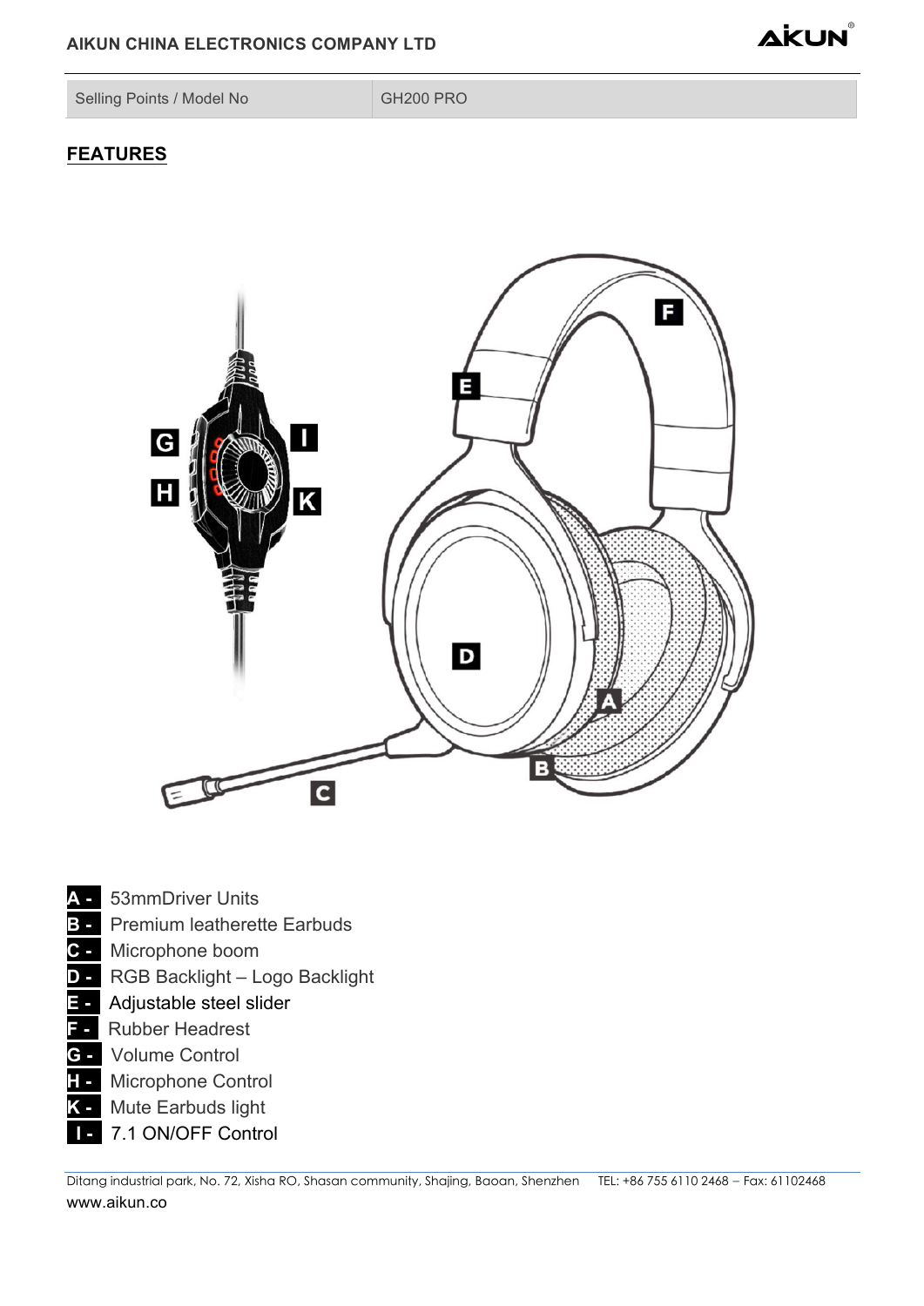| Selling Points / Model No | GH200 PRO |
| --- | --- |

## FEATURES

- **A -** 53mmDriver Units
- **B -** Premium leatherette Earbuds
- **C -** Microphone boom
- **D -** RGB Backlight – Logo Backlight
- **E -** Adjustable steel slider
- **F -** Rubber Headrest
- **G -** Volume Control
- **H -** Microphone Control
- **K -** Mute Earbuds light
- **I -** 7.1 ON/OFF Control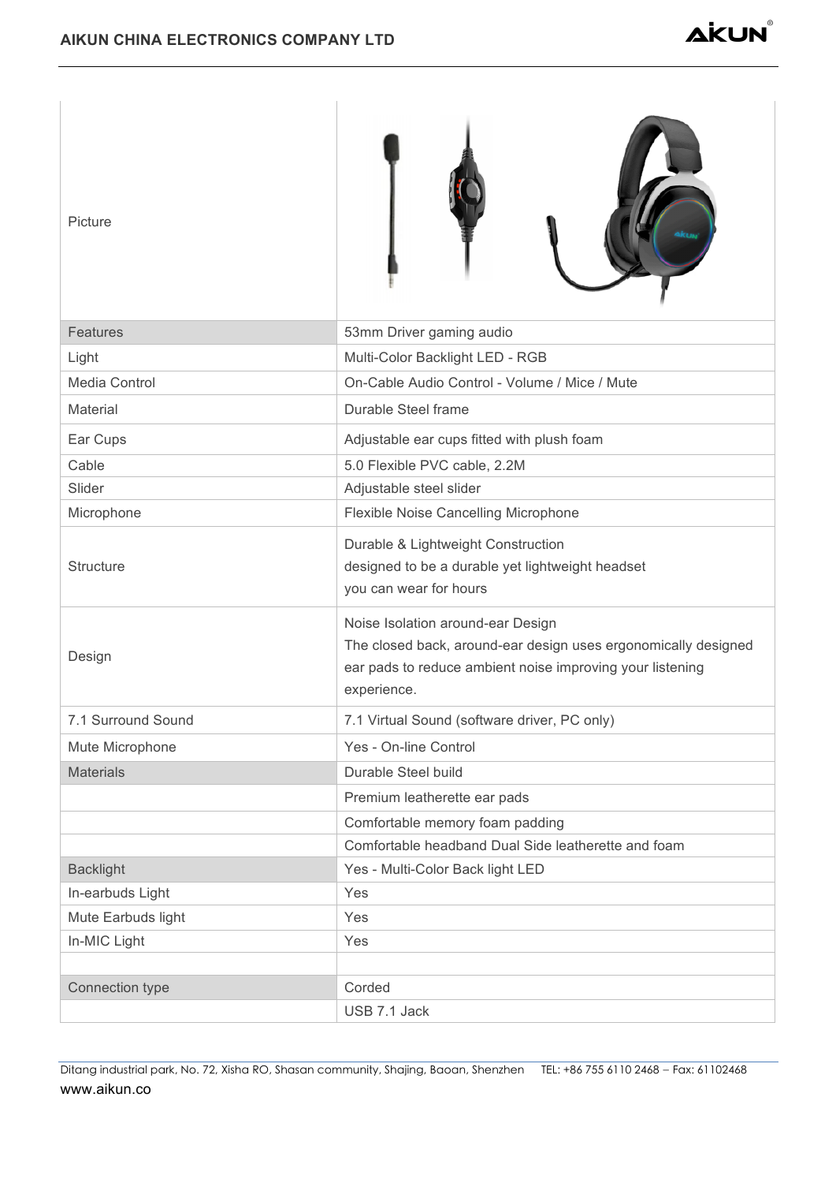| Picture | |
|---|---|
| Features | 53mm Driver gaming audio |
| Light | Multi-Color Backlight LED - RGB |
| Media Control | On-Cable Audio Control - Volume / Mice / Mute |
| Material | Durable Steel frame |
| Ear Cups | Adjustable ear cups fitted with plush foam |
| Cable | 5.0 Flexible PVC cable, 2.2M |
| Slider | Adjustable steel slider |
| Microphone | Flexible Noise Cancelling Microphone |
| Structure | Durable & Lightweight Construction<br>designed to be a durable yet lightweight headset<br>you can wear for hours |
| Design | Noise Isolation around-ear Design<br>The closed back, around-ear design uses ergonomically designed ear pads to reduce ambient noise improving your listening experience. |
| 7.1 Surround Sound | 7.1 Virtual Sound (software driver, PC only) |
| Mute Microphone | Yes - On-line Control |
| Materials | Durable Steel build |
| | Premium leatherette ear pads |
| | Comfortable memory foam padding |
| | Comfortable headband Dual Side leatherette and foam |
| Backlight | Yes - Multi-Color Back light LED |
| In-earbuds Light | Yes |
| Mute Earbuds light | Yes |
| In-MIC Light | Yes |
| | |
| Connection type | Corded |
| | USB 7.1 Jack |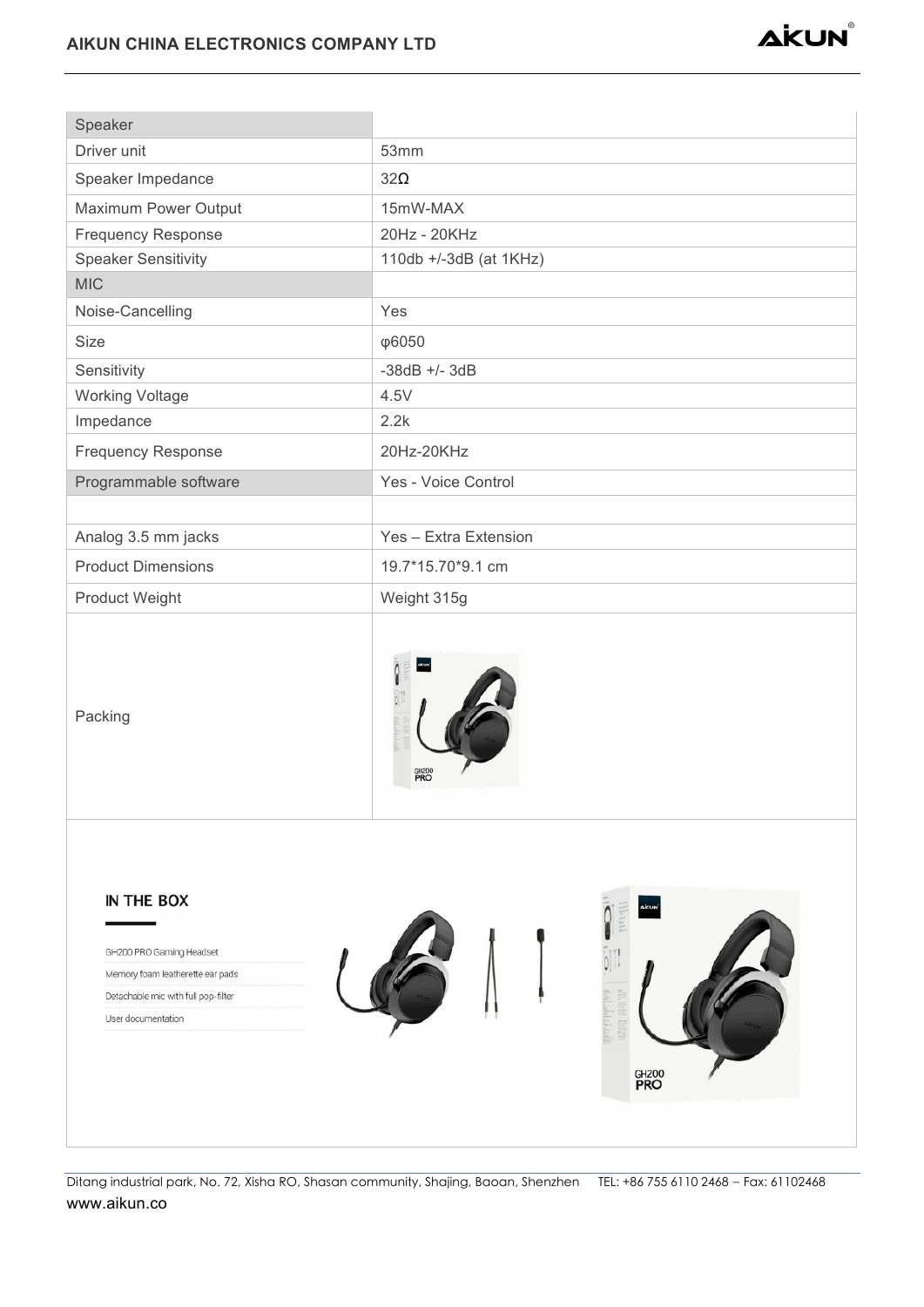| Speaker | |
|---|---|
| Driver unit | 53mm |
| Speaker Impedance | 32Ω |
| Maximum Power Output | 15mW-MAX |
| Frequency Response | 20Hz - 20KHz |
| Speaker Sensitivity | 110db +/-3dB (at 1KHz) |
| MIC | |
| Noise-Cancelling | Yes |
| Size | φ6050 |
| Sensitivity | -38dB +/- 3dB |
| Working Voltage | 4.5V |
| Impedance | 2.2k |
| Frequency Response | 20Hz-20KHz |
| Programmable software | Yes - Voice Control |
| | |
| Analog 3.5 mm jacks | Yes – Extra Extension |
| Product Dimensions | 19.7*15.70*9.1 cm |
| Product Weight | Weight 315g |
| Packing | |

## IN THE BOX

- GH200 PRO Gaming Headset
- Memory foam leatherette ear pads
- Detachable mic with full pop-filter
- User documentation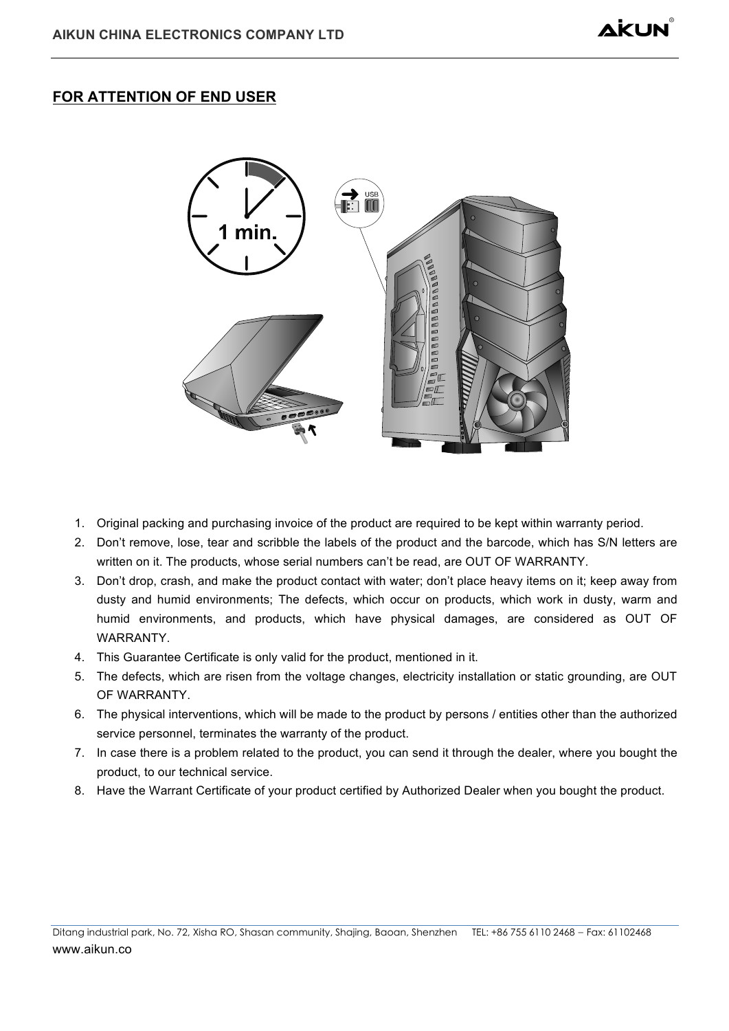## FOR ATTENTION OF END USER

1. Original packing and purchasing invoice of the product are required to be kept within warranty period.
2. Don't remove, lose, tear and scribble the labels of the product and the barcode, which has S/N letters are written on it. The products, whose serial numbers can't be read, are OUT OF WARRANTY.
3. Don't drop, crash, and make the product contact with water; don't place heavy items on it; keep away from dusty and humid environments; The defects, which occur on products, which work in dusty, warm and humid environments, and products, which have physical damages, are considered as OUT OF WARRANTY.
4. This Guarantee Certificate is only valid for the product, mentioned in it.
5. The defects, which are risen from the voltage changes, electricity installation or static grounding, are OUT OF WARRANTY.
6. The physical interventions, which will be made to the product by persons / entities other than the authorized service personnel, terminates the warranty of the product.
7. In case there is a problem related to the product, you can send it through the dealer, where you bought the product, to our technical service.
8. Have the Warrant Certificate of your product certified by Authorized Dealer when you bought the product.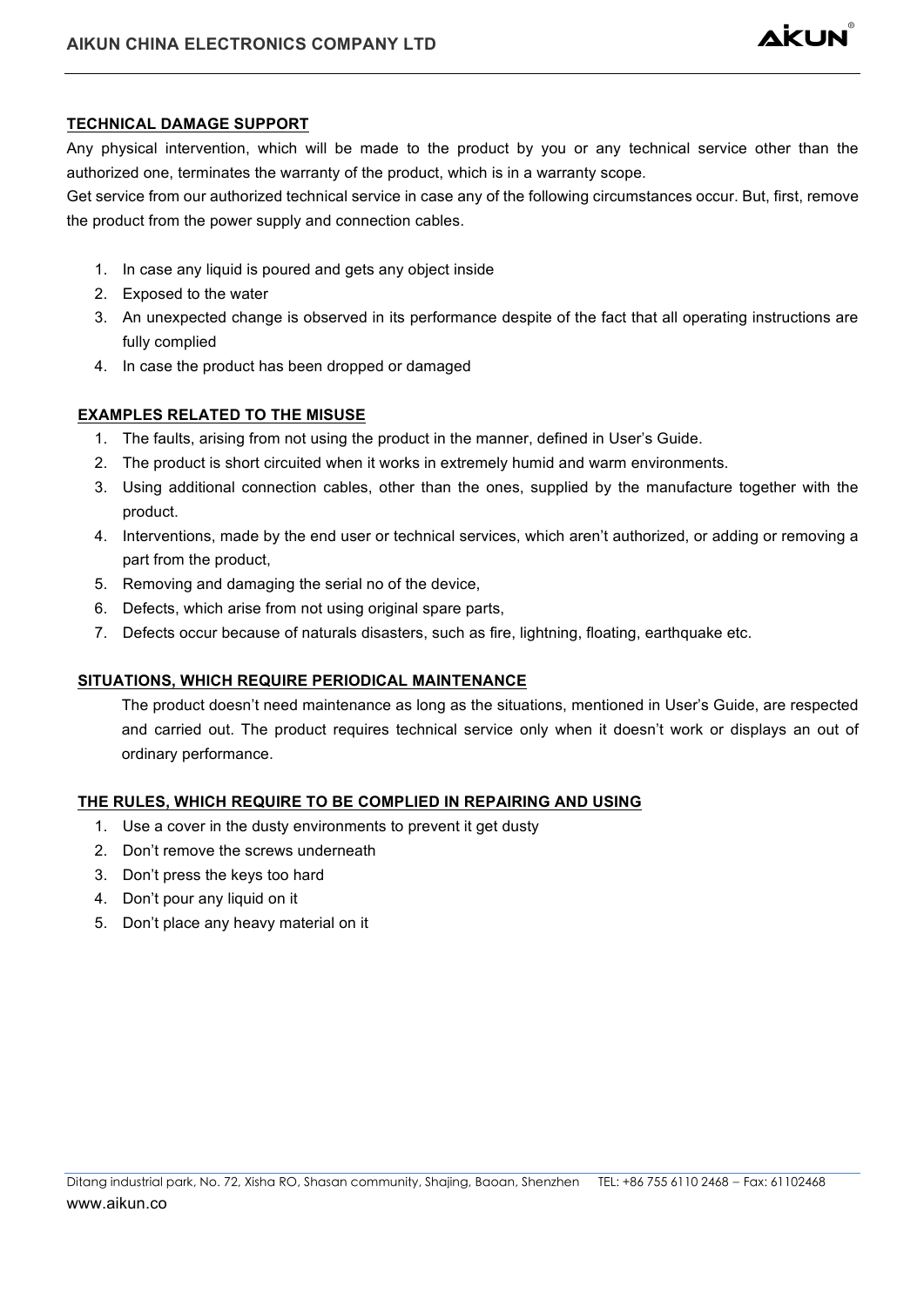## TECHNICAL DAMAGE SUPPORT

Any physical intervention, which will be made to the product by you or any technical service other than the authorized one, terminates the warranty of the product, which is in a warranty scope.

Get service from our authorized technical service in case any of the following circumstances occur. But, first, remove the product from the power supply and connection cables.

1. In case any liquid is poured and gets any object inside
2. Exposed to the water
3. An unexpected change is observed in its performance despite of the fact that all operating instructions are fully complied
4. In case the product has been dropped or damaged

## EXAMPLES RELATED TO THE MISUSE

1. The faults, arising from not using the product in the manner, defined in User's Guide.
2. The product is short circuited when it works in extremely humid and warm environments.
3. Using additional connection cables, other than the ones, supplied by the manufacture together with the product.
4. Interventions, made by the end user or technical services, which aren't authorized, or adding or removing a part from the product,
5. Removing and damaging the serial no of the device,
6. Defects, which arise from not using original spare parts,
7. Defects occur because of naturals disasters, such as fire, lightning, floating, earthquake etc.

## SITUATIONS, WHICH REQUIRE PERIODICAL MAINTENANCE

The product doesn't need maintenance as long as the situations, mentioned in User's Guide, are respected and carried out. The product requires technical service only when it doesn't work or displays an out of ordinary performance.

## THE RULES, WHICH REQUIRE TO BE COMPLIED IN REPAIRING AND USING

1. Use a cover in the dusty environments to prevent it get dusty
2. Don't remove the screws underneath
3. Don't press the keys too hard
4. Don't pour any liquid on it
5. Don't place any heavy material on it